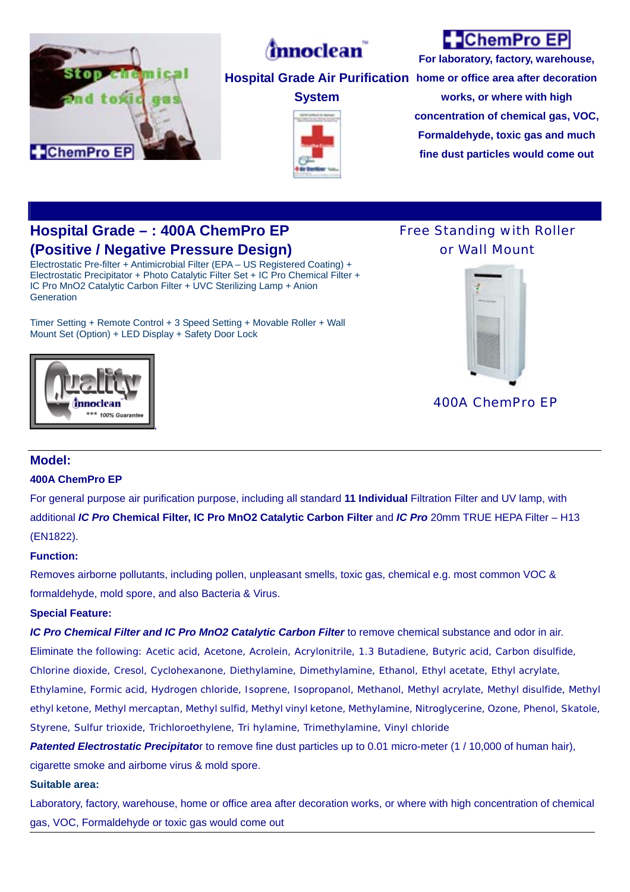innoclean™

**Hospital Grade Air Purification System**

ChemPro EP

**For laboratory, factory, warehouse, home or office area after decoration works, or where with high concentration of chemical gas, VOC, Formaldehyde, toxic gas and much fine dust particles would come out**

## Hospital Grade – : 400A ChemPro EP (Positive / Negative Pressure Design)

Electrostatic Pre-filter + Antimicrobial Filter (EPA – US Registered Coating) + Electrostatic Precipitator + Photo Catalytic Filter Set + IC Pro Chemical Filter + IC Pro MnO2 Catalytic Carbon Filter + UVC Sterilizing Lamp + Anion Generation

Timer Setting + Remote Control + 3 Speed Setting + Movable Roller + Wall Mount Set (Option) + LED Display + Safety Door Lock

Free Standing with Roller or Wall Mount

400A ChemPro EP

## Model:

**400A ChemPro EP**

For general purpose air purification purpose, including all standard **11 Individual** Filtration Filter and UV lamp, with additional ***IC Pro*** **Chemical Filter, IC Pro MnO2 Catalytic Carbon Filter** and ***IC Pro*** 20mm TRUE HEPA Filter – H13 (EN1822).

**Function:**

Removes airborne pollutants, including pollen, unpleasant smells, toxic gas, chemical e.g. most common VOC & formaldehyde, mold spore, and also Bacteria & Virus.

**Special Feature:**

***IC Pro Chemical Filter and IC Pro MnO2 Catalytic Carbon Filter*** to remove chemical substance and odor in air.

Eliminate the following: Acetic acid, Acetone, Acrolein, Acrylonitrile, 1.3 Butadiene, Butyric acid, Carbon disulfide, Chlorine dioxide, Cresol, Cyclohexanone, Diethylamine, Dimethylamine, Ethanol, Ethyl acetate, Ethyl acrylate, Ethylamine, Formic acid, Hydrogen chloride, Isoprene, Isopropanol, Methanol, Methyl acrylate, Methyl disulfide, Methyl ethyl ketone, Methyl mercaptan, Methyl sulfid, Methyl vinyl ketone, Methylamine, Nitroglycerine, Ozone, Phenol, Skatole, Styrene, Sulfur trioxide, Trichloroethylene, Tri hylamine, Trimethylamine, Vinyl chloride

***Patented Electrostatic Precipitator*** to remove fine dust particles up to 0.01 micro-meter (1 / 10,000 of human hair), cigarette smoke and airbome virus & mold spore.

**Suitable area:**

Laboratory, factory, warehouse, home or office area after decoration works, or where with high concentration of chemical gas, VOC, Formaldehyde or toxic gas would come out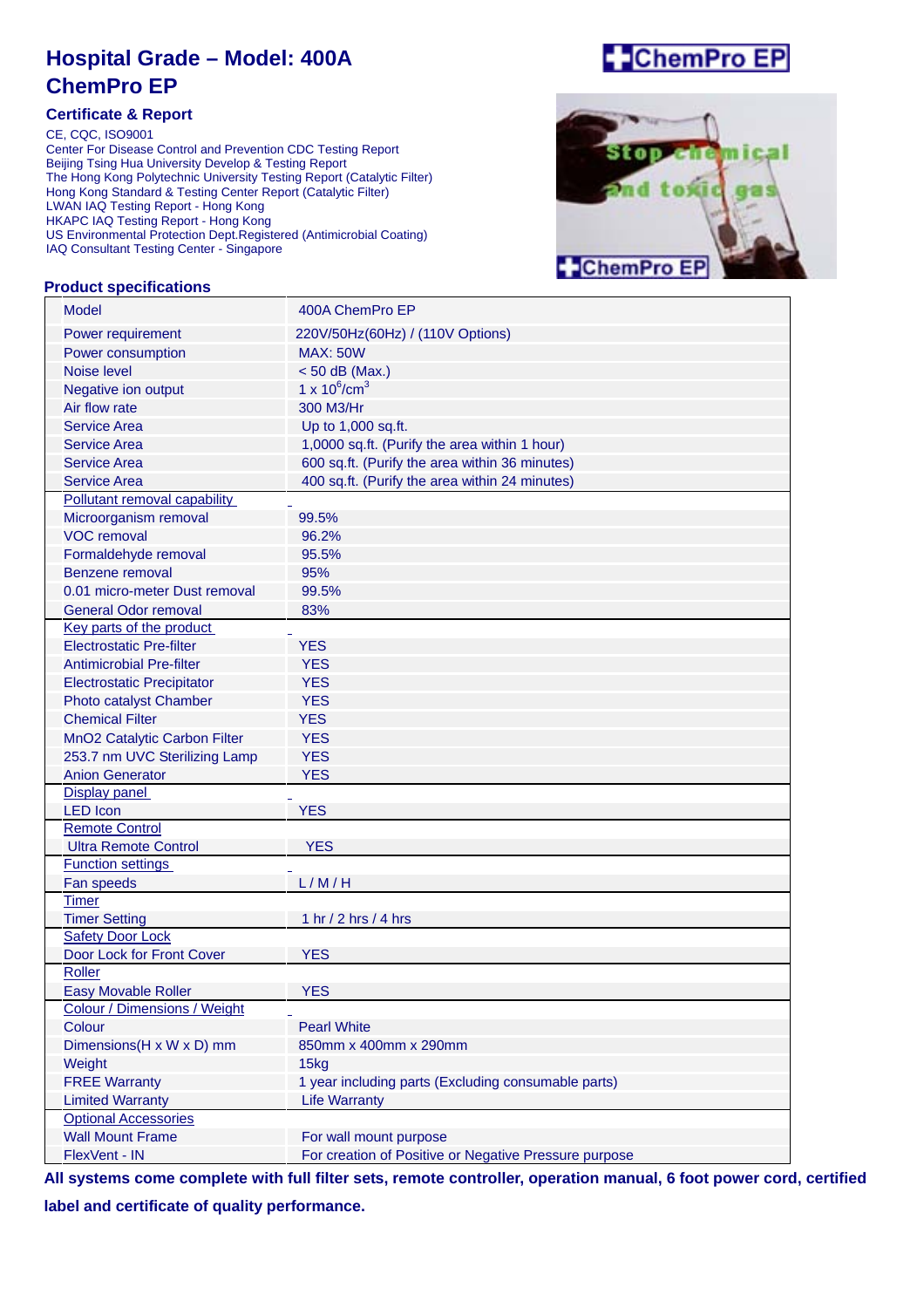# Hospital Grade – Model: 400A ChemPro EP

### Certificate & Report

CE, CQC, ISO9001
Center For Disease Control and Prevention CDC Testing Report
Beijing Tsing Hua University Develop & Testing Report
The Hong Kong Polytechnic University Testing Report (Catalytic Filter)
Hong Kong Standard & Testing Center Report (Catalytic Filter)
LWAN IAQ Testing Report - Hong Kong
HKAPC IAQ Testing Report - Hong Kong
US Environmental Protection Dept.Registered (Antimicrobial Coating)
IAQ Consultant Testing Center - Singapore

### Product specifications

| | |
|---|---|
| Model | 400A ChemPro EP |
| Power requirement | 220V/50Hz(60Hz) / (110V Options) |
| Power consumption | MAX: 50W |
| Noise level | < 50 dB (Max.) |
| Negative ion output | 1 x $10^6$/$cm^3$ |
| Air flow rate | 300 M3/Hr |
| Service Area | Up to 1,000 sq.ft. |
| Service Area | 1,0000 sq.ft. (Purify the area within 1 hour) |
| Service Area | 600 sq.ft. (Purify the area within 36 minutes) |
| Service Area | 400 sq.ft. (Purify the area within 24 minutes) |
| Pollutant removal capability | |
| Microorganism removal | 99.5% |
| VOC removal | 96.2% |
| Formaldehyde removal | 95.5% |
| Benzene removal | 95% |
| 0.01 micro-meter Dust removal | 99.5% |
| General Odor removal | 83% |
| Key parts of the product | |
| Electrostatic Pre-filter | YES |
| Antimicrobial Pre-filter | YES |
| Electrostatic Precipitator | YES |
| Photo catalyst Chamber | YES |
| Chemical Filter | YES |
| MnO2 Catalytic Carbon Filter | YES |
| 253.7 nm UVC Sterilizing Lamp | YES |
| Anion Generator | YES |
| Display panel | |
| LED Icon | YES |
| Remote Control | |
| Ultra Remote Control | YES |
| Function settings | |
| Fan speeds | L / M / H |
| Timer | |
| Timer Setting | 1 hr / 2 hrs / 4 hrs |
| Safety Door Lock | |
| Door Lock for Front Cover | YES |
| Roller | |
| Easy Movable Roller | YES |
| Colour / Dimensions / Weight | |
| Colour | Pearl White |
| Dimensions(H x W x D) mm | 850mm x 400mm x 290mm |
| Weight | 15kg |
| FREE Warranty | 1 year including parts (Excluding consumable parts) |
| Limited Warranty | Life Warranty |
| Optional Accessories | |
| Wall Mount Frame | For wall mount purpose |
| FlexVent - IN | For creation of Positive or Negative Pressure purpose |

**All systems come complete with full filter sets, remote controller, operation manual, 6 foot power cord, certified label and certificate of quality performance.**